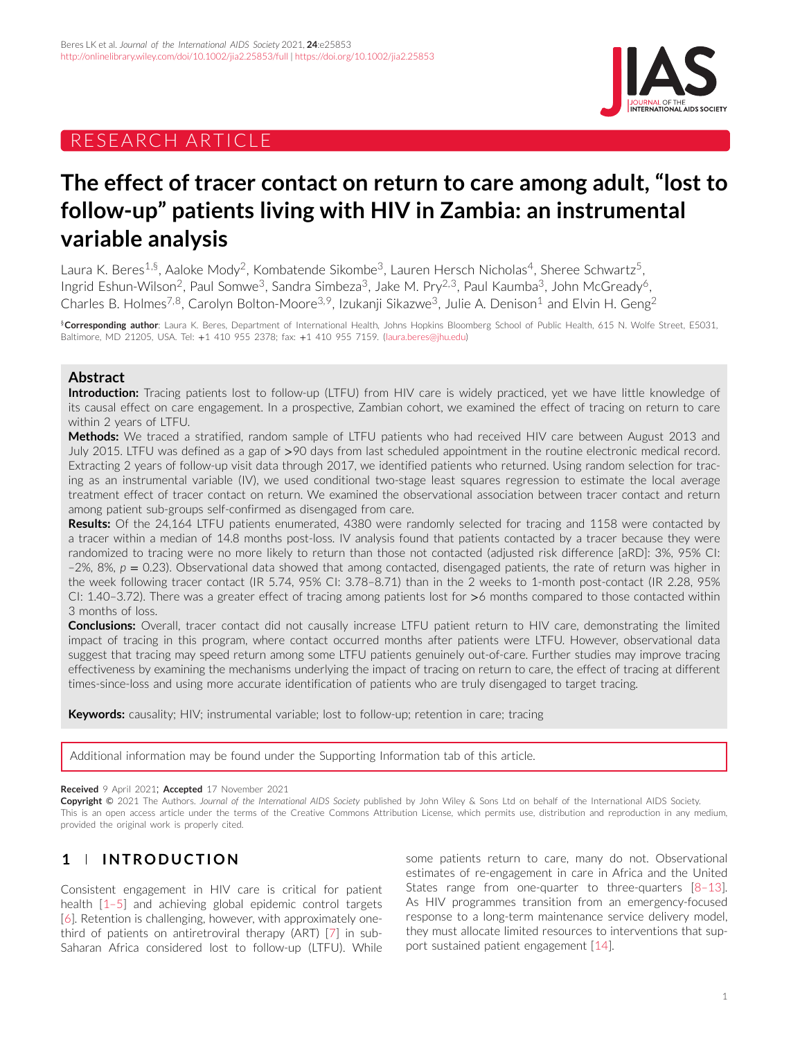RESEARCH ARTICLE

# The effect of tracer contact on return to care among adult, "lost to follow-up" patients living with HIV in Zambia: an instrumental variable analysis

Laura K. Beres[1,§], Aaloke Mody[2], Kombatende Sikombe[3], Lauren Hersch Nicholas[4], Sheree Schwartz[5], Ingrid Eshun-Wilson[2], Paul Somwe[3], Sandra Simbeza[3], Jake M. Pry[2,3], Paul Kaumba[3], John McGready[6], Charles B. Holmes[7,8], Carolyn Bolton-Moore[3,9], Izukanji Sikazwe[3], Julie A. Denison[1] and Elvin H. Geng[2]

[§]**Corresponding author**: Laura K. Beres, Department of International Health, Johns Hopkins Bloomberg School of Public Health, 615 N. Wolfe Street, E5031, Baltimore, MD 21205, USA. Tel: +1 410 955 2378; fax: +1 410 955 7159. (laura.beres@jhu.edu)

## Abstract

**Introduction:** Tracing patients lost to follow-up (LTFU) from HIV care is widely practiced, yet we have little knowledge of its causal effect on care engagement. In a prospective, Zambian cohort, we examined the effect of tracing on return to care within 2 years of LTFU.

**Methods:** We traced a stratified, random sample of LTFU patients who had received HIV care between August 2013 and July 2015. LTFU was defined as a gap of >90 days from last scheduled appointment in the routine electronic medical record. Extracting 2 years of follow-up visit data through 2017, we identified patients who returned. Using random selection for tracing as an instrumental variable (IV), we used conditional two-stage least squares regression to estimate the local average treatment effect of tracer contact on return. We examined the observational association between tracer contact and return among patient sub-groups self-confirmed as disengaged from care.

**Results:** Of the 24,164 LTFU patients enumerated, 4380 were randomly selected for tracing and 1158 were contacted by a tracer within a median of 14.8 months post-loss. IV analysis found that patients contacted by a tracer because they were randomized to tracing were no more likely to return than those not contacted (adjusted risk difference [aRD]: 3%, 95% CI: −2%, 8%, $p = 0.23$). Observational data showed that among contacted, disengaged patients, the rate of return was higher in the week following tracer contact (IR 5.74, 95% CI: 3.78–8.71) than in the 2 weeks to 1-month post-contact (IR 2.28, 95% CI: 1.40–3.72). There was a greater effect of tracing among patients lost for >6 months compared to those contacted within 3 months of loss.

**Conclusions:** Overall, tracer contact did not causally increase LTFU patient return to HIV care, demonstrating the limited impact of tracing in this program, where contact occurred months after patients were LTFU. However, observational data suggest that tracing may speed return among some LTFU patients genuinely out-of-care. Further studies may improve tracing effectiveness by examining the mechanisms underlying the impact of tracing on return to care, the effect of tracing at different times-since-loss and using more accurate identification of patients who are truly disengaged to target tracing.

**Keywords:** causality; HIV; instrumental variable; lost to follow-up; retention in care; tracing

Additional information may be found under the Supporting Information tab of this article.

**Received** 9 April 2021; **Accepted** 17 November 2021

**Copyright ©** 2021 The Authors. *Journal of the International AIDS Society* published by John Wiley & Sons Ltd on behalf of the International AIDS Society.
This is an open access article under the terms of the Creative Commons Attribution License, which permits use, distribution and reproduction in any medium, provided the original work is properly cited.

## 1 | INTRODUCTION

Consistent engagement in HIV care is critical for patient health [1–5] and achieving global epidemic control targets [6]. Retention is challenging, however, with approximately one-third of patients on antiretroviral therapy (ART) [7] in sub-Saharan Africa considered lost to follow-up (LTFU). While some patients return to care, many do not. Observational estimates of re-engagement in care in Africa and the United States range from one-quarter to three-quarters [8–13]. As HIV programmes transition from an emergency-focused response to a long-term maintenance service delivery model, they must allocate limited resources to interventions that support sustained patient engagement [14].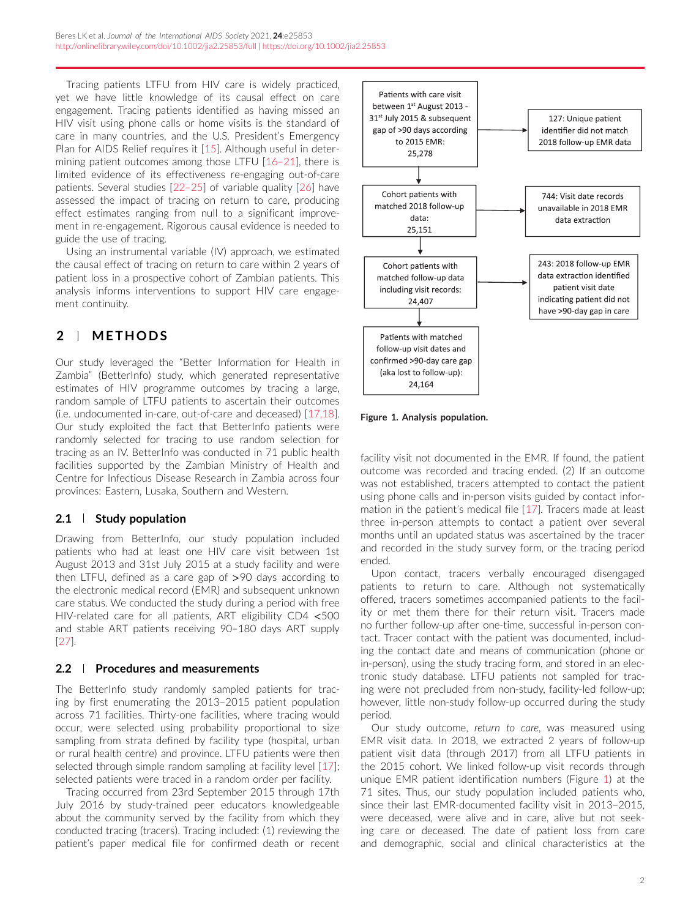Tracing patients LTFU from HIV care is widely practiced, yet we have little knowledge of its causal effect on care engagement. Tracing patients identified as having missed an HIV visit using phone calls or home visits is the standard of care in many countries, and the U.S. President's Emergency Plan for AIDS Relief requires it [15]. Although useful in determining patient outcomes among those LTFU [16–21], there is limited evidence of its effectiveness re-engaging out-of-care patients. Several studies [22–25] of variable quality [26] have assessed the impact of tracing on return to care, producing effect estimates ranging from null to a significant improvement in re-engagement. Rigorous causal evidence is needed to guide the use of tracing.

Using an instrumental variable (IV) approach, we estimated the causal effect of tracing on return to care within 2 years of patient loss in a prospective cohort of Zambian patients. This analysis informs interventions to support HIV care engagement continuity.

## 2 | METHODS

Our study leveraged the "Better Information for Health in Zambia" (BetterInfo) study, which generated representative estimates of HIV programme outcomes by tracing a large, random sample of LTFU patients to ascertain their outcomes (i.e. undocumented in-care, out-of-care and deceased) [17,18]. Our study exploited the fact that BetterInfo patients were randomly selected for tracing to use random selection for tracing as an IV. BetterInfo was conducted in 71 public health facilities supported by the Zambian Ministry of Health and Centre for Infectious Disease Research in Zambia across four provinces: Eastern, Lusaka, Southern and Western.

### 2.1 | Study population

Drawing from BetterInfo, our study population included patients who had at least one HIV care visit between 1st August 2013 and 31st July 2015 at a study facility and were then LTFU, defined as a care gap of >90 days according to the electronic medical record (EMR) and subsequent unknown care status. We conducted the study during a period with free HIV-related care for all patients, ART eligibility CD4 <500 and stable ART patients receiving 90–180 days ART supply [27].

### 2.2 | Procedures and measurements

The BetterInfo study randomly sampled patients for tracing by first enumerating the 2013–2015 patient population across 71 facilities. Thirty-one facilities, where tracing would occur, were selected using probability proportional to size sampling from strata defined by facility type (hospital, urban or rural health centre) and province. LTFU patients were then selected through simple random sampling at facility level [17]; selected patients were traced in a random order per facility.

Tracing occurred from 23rd September 2015 through 17th July 2016 by study-trained peer educators knowledgeable about the community served by the facility from which they conducted tracing (tracers). Tracing included: (1) reviewing the patient's paper medical file for confirmed death or recent facility visit not documented in the EMR. If found, the patient outcome was recorded and tracing ended. (2) If an outcome was not established, tracers attempted to contact the patient using phone calls and in-person visits guided by contact information in the patient's medical file [17]. Tracers made at least three in-person attempts to contact a patient over several months until an updated status was ascertained by the tracer and recorded in the study survey form, or the tracing period ended.

Upon contact, tracers verbally encouraged disengaged patients to return to care. Although not systematically offered, tracers sometimes accompanied patients to the facility or met them there for their return visit. Tracers made no further follow-up after one-time, successful in-person contact. Tracer contact with the patient was documented, including the contact date and means of communication (phone or in-person), using the study tracing form, and stored in an electronic study database. LTFU patients not sampled for tracing were not precluded from non-study, facility-led follow-up; however, little non-study follow-up occurred during the study period.

Our study outcome, *return to care*, was measured using EMR visit data. In 2018, we extracted 2 years of follow-up patient visit data (through 2017) from all LTFU patients in the 2015 cohort. We linked follow-up visit records through unique EMR patient identification numbers (Figure 1) at the 71 sites. Thus, our study population included patients who, since their last EMR-documented facility visit in 2013–2015, were deceased, were alive and in care, alive but not seeking care or deceased. The date of patient loss from care and demographic, social and clinical characteristics at the

| Analysis population | Excluded |
| --- | --- |
| Patients with care visit between 1st August 2013 - 31st July 2015 & subsequent gap of >90 days according to 2015 EMR: 25,278 | 127: Unique patient identifier did not match 2018 follow-up EMR data |
| Cohort patients with matched 2018 follow-up data: 25,151 | 744: Visit date records unavailable in 2018 EMR data extraction |
| Cohort patients with matched follow-up data including visit records: 24,407 | 243: 2018 follow-up EMR data extraction identified patient visit date indicating patient did not have >90-day gap in care |
| Patients with matched follow-up visit dates and confirmed >90-day care gap (aka lost to follow-up): 24,164 | |

**Figure 1. Analysis population.**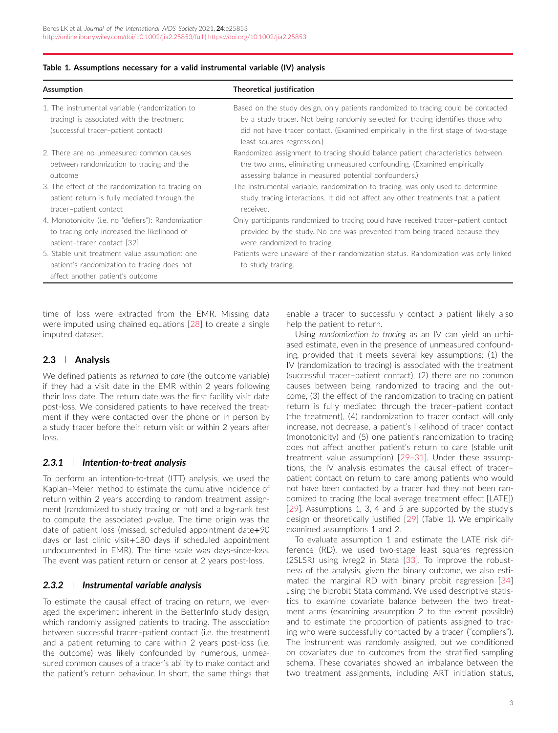**Table 1. Assumptions necessary for a valid instrumental variable (IV) analysis**

| Assumption | Theoretical justification |
| --- | --- |
| 1. The instrumental variable (randomization to tracing) is associated with the treatment (successful tracer–patient contact) | Based on the study design, only patients randomized to tracing could be contacted by a study tracer. Not being randomly selected for tracing identifies those who did not have tracer contact. (Examined empirically in the first stage of two-stage least squares regression.) |
| 2. There are no unmeasured common causes between randomization to tracing and the outcome | Randomized assignment to tracing should balance patient characteristics between the two arms, eliminating unmeasured confounding. (Examined empirically assessing balance in measured potential confounders.) |
| 3. The effect of the randomization to tracing on patient return is fully mediated through the tracer–patient contact | The instrumental variable, randomization to tracing, was only used to determine study tracing interactions. It did not affect any other treatments that a patient received. |
| 4. Monotonicity (i.e. no "defiers"): Randomization to tracing only increased the likelihood of patient–tracer contact [32] | Only participants randomized to tracing could have received tracer–patient contact provided by the study. No one was prevented from being traced because they were randomized to tracing. |
| 5. Stable unit treatment value assumption: one patient's randomization to tracing does not affect another patient's outcome | Patients were unaware of their randomization status. Randomization was only linked to study tracing. |

time of loss were extracted from the EMR. Missing data were imputed using chained equations [28] to create a single imputed dataset.

## 2.3 | Analysis

We defined patients as *returned to care* (the outcome variable) if they had a visit date in the EMR within 2 years following their loss date. The return date was the first facility visit date post-loss. We considered patients to have received the treatment if they were contacted over the phone or in person by a study tracer before their return visit or within 2 years after loss.

### 2.3.1 | Intention-to-treat analysis

To perform an intention-to-treat (ITT) analysis, we used the Kaplan–Meier method to estimate the cumulative incidence of return within 2 years according to random treatment assignment (randomized to study tracing or not) and a log-rank test to compute the associated *p*-value. The time origin was the date of patient loss (missed, scheduled appointment date+90 days or last clinic visit+180 days if scheduled appointment undocumented in EMR). The time scale was days-since-loss. The event was patient return or censor at 2 years post-loss.

### 2.3.2 | Instrumental variable analysis

To estimate the causal effect of tracing on return, we leveraged the experiment inherent in the BetterInfo study design, which randomly assigned patients to tracing. The association between successful tracer–patient contact (i.e. the treatment) and a patient returning to care within 2 years post-loss (i.e. the outcome) was likely confounded by numerous, unmeasured common causes of a tracer's ability to make contact and the patient's return behaviour. In short, the same things that enable a tracer to successfully contact a patient likely also help the patient to return.

Using *randomization to tracing* as an IV can yield an unbiased estimate, even in the presence of unmeasured confounding, provided that it meets several key assumptions: (1) the IV (randomization to tracing) is associated with the treatment (successful tracer–patient contact), (2) there are no common causes between being randomized to tracing and the outcome, (3) the effect of the randomization to tracing on patient return is fully mediated through the tracer–patient contact (the treatment), (4) randomization to tracer contact will only increase, not decrease, a patient's likelihood of tracer contact (monotonicity) and (5) one patient's randomization to tracing does not affect another patient's return to care (stable unit treatment value assumption) [29–31]. Under these assumptions, the IV analysis estimates the causal effect of tracer–patient contact on return to care among patients who would not have been contacted by a tracer had they not been randomized to tracing (the local average treatment effect [LATE]) [29]. Assumptions 1, 3, 4 and 5 are supported by the study's design or theoretically justified [29] (Table 1). We empirically examined assumptions 1 and 2.

To evaluate assumption 1 and estimate the LATE risk difference (RD), we used two-stage least squares regression (2SLSR) using ivreg2 in Stata [33]. To improve the robustness of the analysis, given the binary outcome, we also estimated the marginal RD with binary probit regression [34] using the biprobit Stata command. We used descriptive statistics to examine covariate balance between the two treatment arms (examining assumption 2 to the extent possible) and to estimate the proportion of patients assigned to tracing who were successfully contacted by a tracer ("compliers"). The instrument was randomly assigned, but we conditioned on covariates due to outcomes from the stratified sampling schema. These covariates showed an imbalance between the two treatment assignments, including ART initiation status,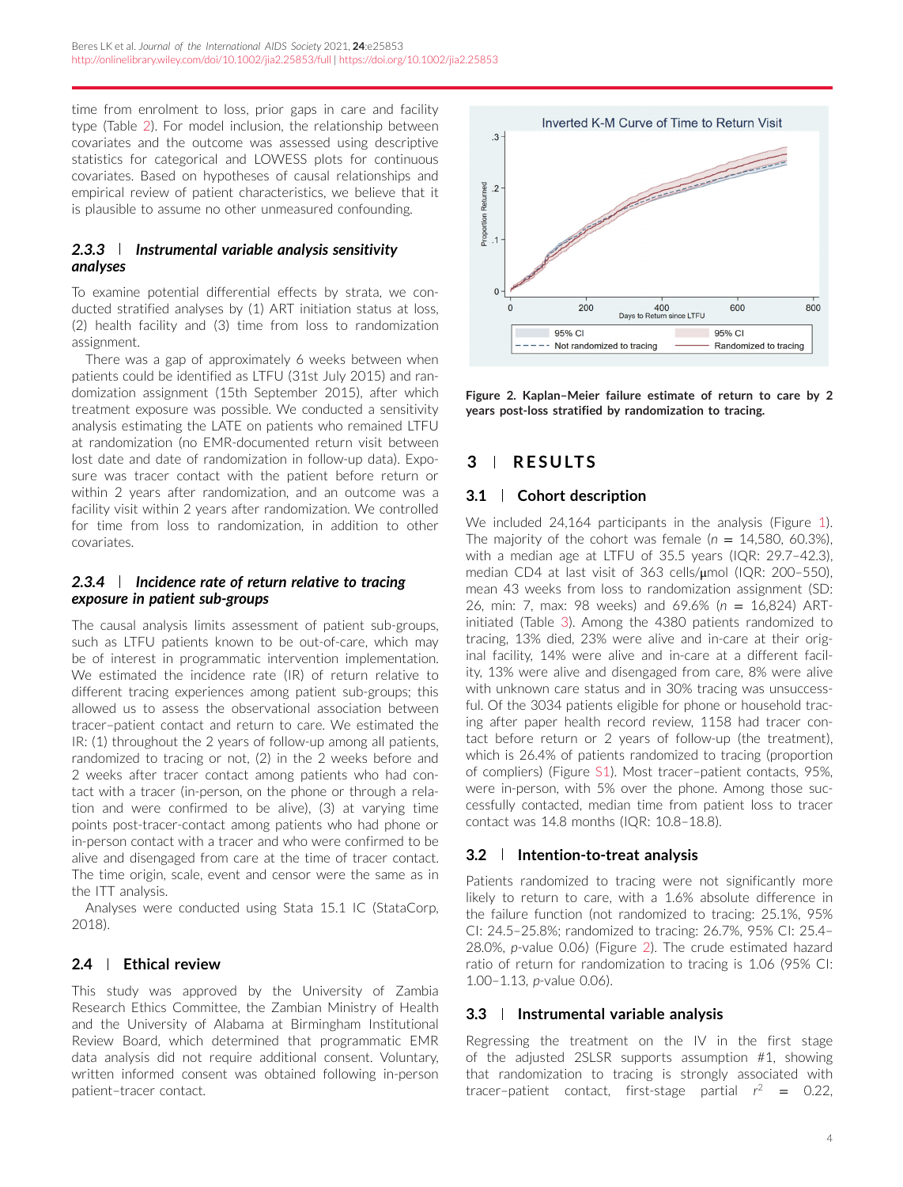time from enrolment to loss, prior gaps in care and facility type (Table 2). For model inclusion, the relationship between covariates and the outcome was assessed using descriptive statistics for categorical and LOWESS plots for continuous covariates. Based on hypotheses of causal relationships and empirical review of patient characteristics, we believe that it is plausible to assume no other unmeasured confounding.

### 2.3.3 | *Instrumental variable analysis sensitivity analyses*

To examine potential differential effects by strata, we conducted stratified analyses by (1) ART initiation status at loss, (2) health facility and (3) time from loss to randomization assignment.

There was a gap of approximately 6 weeks between when patients could be identified as LTFU (31st July 2015) and randomization assignment (15th September 2015), after which treatment exposure was possible. We conducted a sensitivity analysis estimating the LATE on patients who remained LTFU at randomization (no EMR-documented return visit between lost date and date of randomization in follow-up data). Exposure was tracer contact with the patient before return or within 2 years after randomization, and an outcome was a facility visit within 2 years after randomization. We controlled for time from loss to randomization, in addition to other covariates.

### 2.3.4 | *Incidence rate of return relative to tracing exposure in patient sub-groups*

The causal analysis limits assessment of patient sub-groups, such as LTFU patients known to be out-of-care, which may be of interest in programmatic intervention implementation. We estimated the incidence rate (IR) of return relative to different tracing experiences among patient sub-groups; this allowed us to assess the observational association between tracer–patient contact and return to care. We estimated the IR: (1) throughout the 2 years of follow-up among all patients, randomized to tracing or not, (2) in the 2 weeks before and 2 weeks after tracer contact among patients who had contact with a tracer (in-person, on the phone or through a relation and were confirmed to be alive), (3) at varying time points post-tracer-contact among patients who had phone or in-person contact with a tracer and who were confirmed to be alive and disengaged from care at the time of tracer contact. The time origin, scale, event and censor were the same as in the ITT analysis.

Analyses were conducted using Stata 15.1 IC (StataCorp, 2018).

## 2.4 | Ethical review

This study was approved by the University of Zambia Research Ethics Committee, the Zambian Ministry of Health and the University of Alabama at Birmingham Institutional Review Board, which determined that programmatic EMR data analysis did not require additional consent. Voluntary, written informed consent was obtained following in-person patient–tracer contact.

**Figure 2. Kaplan–Meier failure estimate of return to care by 2 years post-loss stratified by randomization to tracing.**

# 3 | RESULTS

## 3.1 | Cohort description

We included 24,164 participants in the analysis (Figure 1). The majority of the cohort was female ($n$ = 14,580, 60.3%), with a median age at LTFU of 35.5 years (IQR: 29.7–42.3), median CD4 at last visit of 363 cells/μmol (IQR: 200–550), mean 43 weeks from loss to randomization assignment (SD: 26, min: 7, max: 98 weeks) and 69.6% ($n$ = 16,824) ART-initiated (Table 3). Among the 4380 patients randomized to tracing, 13% died, 23% were alive and in-care at their original facility, 14% were alive and in-care at a different facility, 13% were alive and disengaged from care, 8% were alive with unknown care status and in 30% tracing was unsuccessful. Of the 3034 patients eligible for phone or household tracing after paper health record review, 1158 had tracer contact before return or 2 years of follow-up (the treatment), which is 26.4% of patients randomized to tracing (proportion of compliers) (Figure S1). Most tracer–patient contacts, 95%, were in-person, with 5% over the phone. Among those successfully contacted, median time from patient loss to tracer contact was 14.8 months (IQR: 10.8–18.8).

## 3.2 | Intention-to-treat analysis

Patients randomized to tracing were not significantly more likely to return to care, with a 1.6% absolute difference in the failure function (not randomized to tracing: 25.1%, 95% CI: 24.5–25.8%; randomized to tracing: 26.7%, 95% CI: 25.4–28.0%, $p$-value 0.06) (Figure 2). The crude estimated hazard ratio of return for randomization to tracing is 1.06 (95% CI: 1.00–1.13, $p$-value 0.06).

## 3.3 | Instrumental variable analysis

Regressing the treatment on the IV in the first stage of the adjusted 2SLSR supports assumption #1, showing that randomization to tracing is strongly associated with tracer–patient contact, first-stage partial $r^2$ = 0.22,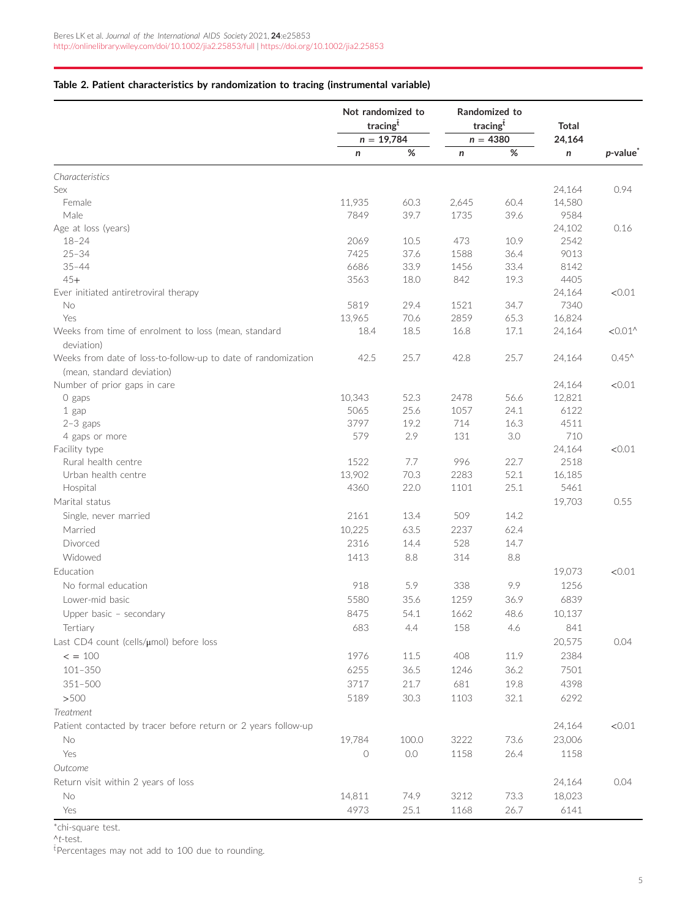**Table 2. Patient characteristics by randomization to tracing (instrumental variable)**

| | Not randomized to tracing[ƚ] | | Randomized to tracing[ƚ] | | Total | |
|---|---|---|---|---|---|---|
| | $n$ = 19,784 | | $n$ = 4380 | | 24,164 | |
| | $n$ | % | $n$ | % | $n$ | $p$-value* |
| *Characteristics* | | | | | | |
| Sex | | | | | 24,164 | 0.94 |
| Female | 11,935 | 60.3 | 2,645 | 60.4 | 14,580 | |
| Male | 7849 | 39.7 | 1735 | 39.6 | 9584 | |
| Age at loss (years) | | | | | 24,102 | 0.16 |
| 18–24 | 2069 | 10.5 | 473 | 10.9 | 2542 | |
| 25–34 | 7425 | 37.6 | 1588 | 36.4 | 9013 | |
| 35–44 | 6686 | 33.9 | 1456 | 33.4 | 8142 | |
| 45+ | 3563 | 18.0 | 842 | 19.3 | 4405 | |
| Ever initiated antiretroviral therapy | | | | | 24,164 | <0.01 |
| No | 5819 | 29.4 | 1521 | 34.7 | 7340 | |
| Yes | 13,965 | 70.6 | 2859 | 65.3 | 16,824 | |
| Weeks from time of enrolment to loss (mean, standard deviation) | 18.4 | 18.5 | 16.8 | 17.1 | 24,164 | <0.01^ |
| Weeks from date of loss-to-follow-up to date of randomization (mean, standard deviation) | 42.5 | 25.7 | 42.8 | 25.7 | 24,164 | 0.45^ |
| Number of prior gaps in care | | | | | 24,164 | <0.01 |
| 0 gaps | 10,343 | 52.3 | 2478 | 56.6 | 12,821 | |
| 1 gap | 5065 | 25.6 | 1057 | 24.1 | 6122 | |
| 2–3 gaps | 3797 | 19.2 | 714 | 16.3 | 4511 | |
| 4 gaps or more | 579 | 2.9 | 131 | 3.0 | 710 | |
| Facility type | | | | | 24,164 | <0.01 |
| Rural health centre | 1522 | 7.7 | 996 | 22.7 | 2518 | |
| Urban health centre | 13,902 | 70.3 | 2283 | 52.1 | 16,185 | |
| Hospital | 4360 | 22.0 | 1101 | 25.1 | 5461 | |
| Marital status | | | | | 19,703 | 0.55 |
| Single, never married | 2161 | 13.4 | 509 | 14.2 | | |
| Married | 10,225 | 63.5 | 2237 | 62.4 | | |
| Divorced | 2316 | 14.4 | 528 | 14.7 | | |
| Widowed | 1413 | 8.8 | 314 | 8.8 | | |
| Education | | | | | 19,073 | <0.01 |
| No formal education | 918 | 5.9 | 338 | 9.9 | 1256 | |
| Lower-mid basic | 5580 | 35.6 | 1259 | 36.9 | 6839 | |
| Upper basic – secondary | 8475 | 54.1 | 1662 | 48.6 | 10,137 | |
| Tertiary | 683 | 4.4 | 158 | 4.6 | 841 | |
| Last CD4 count (cells/μmol) before loss | | | | | 20,575 | 0.04 |
| < = 100 | 1976 | 11.5 | 408 | 11.9 | 2384 | |
| 101–350 | 6255 | 36.5 | 1246 | 36.2 | 7501 | |
| 351–500 | 3717 | 21.7 | 681 | 19.8 | 4398 | |
| >500 | 5189 | 30.3 | 1103 | 32.1 | 6292 | |
| *Treatment* | | | | | | |
| Patient contacted by tracer before return or 2 years follow-up | | | | | 24,164 | <0.01 |
| No | 19,784 | 100.0 | 3222 | 73.6 | 23,006 | |
| Yes | 0 | 0.0 | 1158 | 26.4 | 1158 | |
| *Outcome* | | | | | | |
| Return visit within 2 years of loss | | | | | 24,164 | 0.04 |
| No | 14,811 | 74.9 | 3212 | 73.3 | 18,023 | |
| Yes | 4973 | 25.1 | 1168 | 26.7 | 6141 | |

*chi-square test.

^t-test.

ƚPercentages may not add to 100 due to rounding.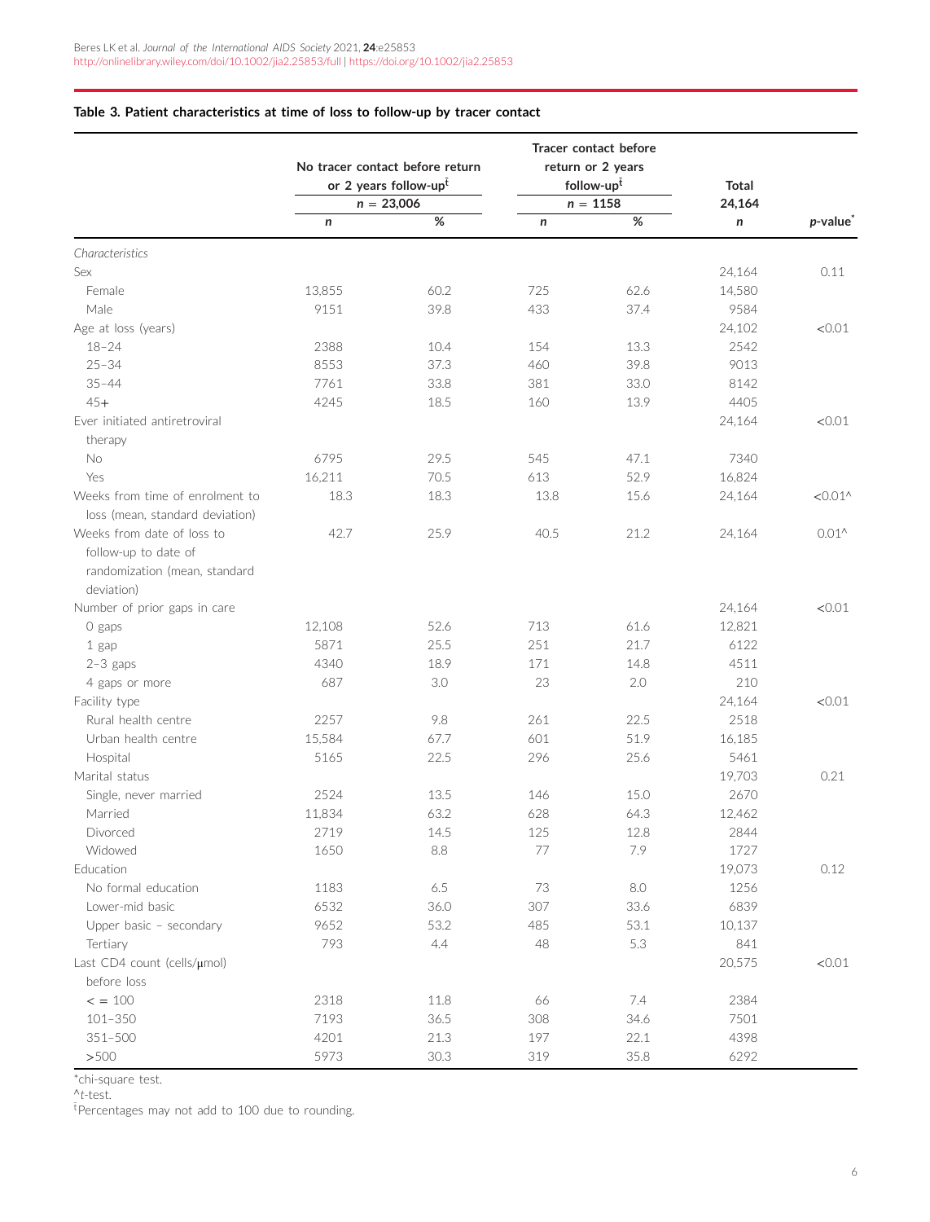**Table 3. Patient characteristics at time of loss to follow-up by tracer contact**

| | No tracer contact before return or 2 years follow-up[ŧ] n = 23,006 | | Tracer contact before return or 2 years follow-up[ŧ] n = 1158 | | Total 24,164 | |
|---|---|---|---|---|---|---|
| | n | % | n | % | n | p-value[*] |
| *Characteristics* | | | | | | |
| Sex | | | | | 24,164 | 0.11 |
| Female | 13,855 | 60.2 | 725 | 62.6 | 14,580 | |
| Male | 9151 | 39.8 | 433 | 37.4 | 9584 | |
| Age at loss (years) | | | | | 24,102 | <0.01 |
| 18–24 | 2388 | 10.4 | 154 | 13.3 | 2542 | |
| 25–34 | 8553 | 37.3 | 460 | 39.8 | 9013 | |
| 35–44 | 7761 | 33.8 | 381 | 33.0 | 8142 | |
| 45+ | 4245 | 18.5 | 160 | 13.9 | 4405 | |
| Ever initiated antiretroviral therapy | | | | | 24,164 | <0.01 |
| No | 6795 | 29.5 | 545 | 47.1 | 7340 | |
| Yes | 16,211 | 70.5 | 613 | 52.9 | 16,824 | |
| Weeks from time of enrolment to loss (mean, standard deviation) | 18.3 | 18.3 | 13.8 | 15.6 | 24,164 | <0.01^ |
| Weeks from date of loss to follow-up to date of randomization (mean, standard deviation) | 42.7 | 25.9 | 40.5 | 21.2 | 24,164 | 0.01^ |
| Number of prior gaps in care | | | | | 24,164 | <0.01 |
| 0 gaps | 12,108 | 52.6 | 713 | 61.6 | 12,821 | |
| 1 gap | 5871 | 25.5 | 251 | 21.7 | 6122 | |
| 2–3 gaps | 4340 | 18.9 | 171 | 14.8 | 4511 | |
| 4 gaps or more | 687 | 3.0 | 23 | 2.0 | 210 | |
| Facility type | | | | | 24,164 | <0.01 |
| Rural health centre | 2257 | 9.8 | 261 | 22.5 | 2518 | |
| Urban health centre | 15,584 | 67.7 | 601 | 51.9 | 16,185 | |
| Hospital | 5165 | 22.5 | 296 | 25.6 | 5461 | |
| Marital status | | | | | 19,703 | 0.21 |
| Single, never married | 2524 | 13.5 | 146 | 15.0 | 2670 | |
| Married | 11,834 | 63.2 | 628 | 64.3 | 12,462 | |
| Divorced | 2719 | 14.5 | 125 | 12.8 | 2844 | |
| Widowed | 1650 | 8.8 | 77 | 7.9 | 1727 | |
| Education | | | | | 19,073 | 0.12 |
| No formal education | 1183 | 6.5 | 73 | 8.0 | 1256 | |
| Lower-mid basic | 6532 | 36.0 | 307 | 33.6 | 6839 | |
| Upper basic – secondary | 9652 | 53.2 | 485 | 53.1 | 10,137 | |
| Tertiary | 793 | 4.4 | 48 | 5.3 | 841 | |
| Last CD4 count (cells/μmol) before loss | | | | | 20,575 | <0.01 |
| < = 100 | 2318 | 11.8 | 66 | 7.4 | 2384 | |
| 101–350 | 7193 | 36.5 | 308 | 34.6 | 7501 | |
| 351–500 | 4201 | 21.3 | 197 | 22.1 | 4398 | |
| >500 | 5973 | 30.3 | 319 | 35.8 | 6292 | |

*chi-square test.
^*t*-test.
ŧPercentages may not add to 100 due to rounding.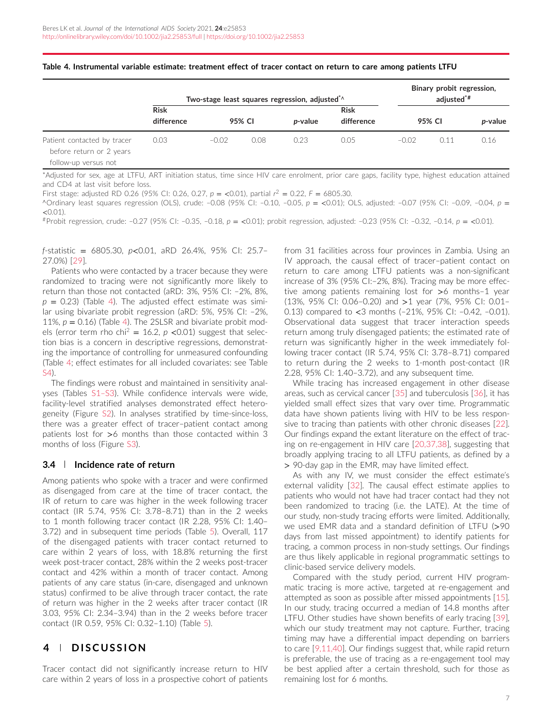**Table 4. Instrumental variable estimate: treatment effect of tracer contact on return to care among patients LTFU**

| | Two-stage least squares regression, adjusted*^ | | | | Binary probit regression, adjusted*# | | | |
|---|---|---|---|---|---|---|---|---|
| | Risk difference | 95% CI | | p-value | Risk difference | 95% CI | | p-value |
| Patient contacted by tracer before return or 2 years follow-up versus not | 0.03 | −0.02 | 0.08 | 0.23 | 0.05 | −0.02 | 0.11 | 0.16 |

*Adjusted for sex, age at LTFU, ART initiation status, time since HIV care enrolment, prior care gaps, facility type, highest education attained and CD4 at last visit before loss.

First stage: adjusted RD 0.26 (95% CI: 0.26, 0.27, $p$ = <0.01), partial $r^2$ = 0.22, $F$ = 6805.30.

^Ordinary least squares regression (OLS), crude: −0.08 (95% CI: −0.10, −0.05, $p$ = <0.01); OLS, adjusted: −0.07 (95% CI: −0.09, −0.04, $p$ = <0.01).

#Probit regression, crude: −0.27 (95% CI: −0.35, −0.18, $p$ = <0.01); probit regression, adjusted: −0.23 (95% CI: −0.32, −0.14, $p$ = <0.01).

$f$-statistic = 6805.30, $p$<0.01, aRD 26.4%, 95% CI: 25.7–27.0%) [29].

Patients who were contacted by a tracer because they were randomized to tracing were not significantly more likely to return than those not contacted (aRD: 3%, 95% CI: –2%, 8%, $p$ = 0.23) (Table 4). The adjusted effect estimate was similar using bivariate probit regression (aRD: 5%, 95% CI: –2%, 11%, $p$ = 0.16) (Table 4). The 2SLSR and bivariate probit models (error term rho chi$^2$ = 16.2, $p$ <0.01) suggest that selection bias is a concern in descriptive regressions, demonstrating the importance of controlling for unmeasured confounding (Table 4; effect estimates for all included covariates: see Table S4).

The findings were robust and maintained in sensitivity analyses (Tables S1–S3). While confidence intervals were wide, facility-level stratified analyses demonstrated effect heterogeneity (Figure S2). In analyses stratified by time-since-loss, there was a greater effect of tracer–patient contact among patients lost for >6 months than those contacted within 3 months of loss (Figure S3).

### 3.4 | Incidence rate of return

Among patients who spoke with a tracer and were confirmed as disengaged from care at the time of tracer contact, the IR of return to care was higher in the week following tracer contact (IR 5.74, 95% CI: 3.78–8.71) than in the 2 weeks to 1 month following tracer contact (IR 2.28, 95% CI: 1.40–3.72) and in subsequent time periods (Table 5). Overall, 117 of the disengaged patients with tracer contact returned to care within 2 years of loss, with 18.8% returning the first week post-tracer contact, 28% within the 2 weeks post-tracer contact and 42% within a month of tracer contact. Among patients of any care status (in-care, disengaged and unknown status) confirmed to be alive through tracer contact, the rate of return was higher in the 2 weeks after tracer contact (IR 3.03, 95% CI: 2.34–3.94) than in the 2 weeks before tracer contact (IR 0.59, 95% CI: 0.32–1.10) (Table 5).

## 4 | DISCUSSION

Tracer contact did not significantly increase return to HIV care within 2 years of loss in a prospective cohort of patients from 31 facilities across four provinces in Zambia. Using an IV approach, the causal effect of tracer–patient contact on return to care among LTFU patients was a non-significant increase of 3% (95% CI:–2%, 8%). Tracing may be more effective among patients remaining lost for >6 months–1 year (13%, 95% CI: 0.06–0.20) and >1 year (7%, 95% CI: 0.01–0.13) compared to <3 months (–21%, 95% CI: –0.42, –0.01). Observational data suggest that tracer interaction speeds return among truly disengaged patients; the estimated rate of return was significantly higher in the week immediately following tracer contact (IR 5.74, 95% CI: 3.78–8.71) compared to return during the 2 weeks to 1-month post-contact (IR 2.28, 95% CI: 1.40–3.72), and any subsequent time.

While tracing has increased engagement in other disease areas, such as cervical cancer [35] and tuberculosis [36], it has yielded small effect sizes that vary over time. Programmatic data have shown patients living with HIV to be less responsive to tracing than patients with other chronic diseases [22]. Our findings expand the extant literature on the effect of tracing on re-engagement in HIV care [20,37,38], suggesting that broadly applying tracing to all LTFU patients, as defined by a > 90-day gap in the EMR, may have limited effect.

As with any IV, we must consider the effect estimate's external validity [32]. The causal effect estimate applies to patients who would not have had tracer contact had they not been randomized to tracing (i.e. the LATE). At the time of our study, non-study tracing efforts were limited. Additionally, we used EMR data and a standard definition of LTFU (>90 days from last missed appointment) to identify patients for tracing, a common process in non-study settings. Our findings are thus likely applicable in regional programmatic settings to clinic-based service delivery models.

Compared with the study period, current HIV programmatic tracing is more active, targeted at re-engagement and attempted as soon as possible after missed appointments [15]. In our study, tracing occurred a median of 14.8 months after LTFU. Other studies have shown benefits of early tracing [39], which our study treatment may not capture. Further, tracing timing may have a differential impact depending on barriers to care [9,11,40]. Our findings suggest that, while rapid return is preferable, the use of tracing as a re-engagement tool may be best applied after a certain threshold, such for those as remaining lost for 6 months.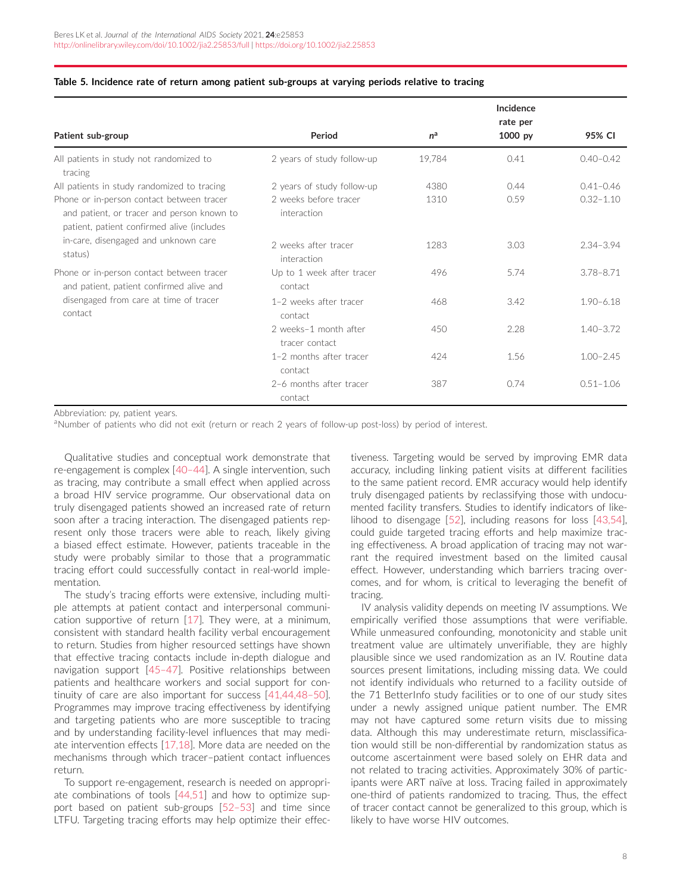**Table 5. Incidence rate of return among patient sub-groups at varying periods relative to tracing**

| Patient sub-group | Period | $n^a$ | Incidence rate per 1000 py | 95% CI |
|---|---|---|---|---|
| All patients in study not randomized to tracing | 2 years of study follow-up | 19,784 | 0.41 | 0.40–0.42 |
| All patients in study randomized to tracing | 2 years of study follow-up | 4380 | 0.44 | 0.41–0.46 |
| Phone or in-person contact between tracer and patient, or tracer and person known to patient, patient confirmed alive (includes in-care, disengaged and unknown care status) | 2 weeks before tracer interaction | 1310 | 0.59 | 0.32–1.10 |
| | 2 weeks after tracer interaction | 1283 | 3.03 | 2.34–3.94 |
| Phone or in-person contact between tracer and patient, patient confirmed alive and disengaged from care at time of tracer contact | Up to 1 week after tracer contact | 496 | 5.74 | 3.78–8.71 |
| | 1–2 weeks after tracer contact | 468 | 3.42 | 1.90–6.18 |
| | 2 weeks–1 month after tracer contact | 450 | 2.28 | 1.40–3.72 |
| | 1–2 months after tracer contact | 424 | 1.56 | 1.00–2.45 |
| | 2–6 months after tracer contact | 387 | 0.74 | 0.51–1.06 |

Abbreviation: py, patient years.
[a]Number of patients who did not exit (return or reach 2 years of follow-up post-loss) by period of interest.

Qualitative studies and conceptual work demonstrate that re-engagement is complex [40–44]. A single intervention, such as tracing, may contribute a small effect when applied across a broad HIV service programme. Our observational data on truly disengaged patients showed an increased rate of return soon after a tracing interaction. The disengaged patients represent only those tracers were able to reach, likely giving a biased effect estimate. However, patients traceable in the study were probably similar to those that a programmatic tracing effort could successfully contact in real-world implementation.

The study's tracing efforts were extensive, including multiple attempts at patient contact and interpersonal communication supportive of return [17]. They were, at a minimum, consistent with standard health facility verbal encouragement to return. Studies from higher resourced settings have shown that effective tracing contacts include in-depth dialogue and navigation support [45–47]. Positive relationships between patients and healthcare workers and social support for continuity of care are also important for success [41,44,48–50]. Programmes may improve tracing effectiveness by identifying and targeting patients who are more susceptible to tracing and by understanding facility-level influences that may mediate intervention effects [17,18]. More data are needed on the mechanisms through which tracer–patient contact influences return.

To support re-engagement, research is needed on appropriate combinations of tools [44,51] and how to optimize support based on patient sub-groups [52–53] and time since LTFU. Targeting tracing efforts may help optimize their effectiveness. Targeting would be served by improving EMR data accuracy, including linking patient visits at different facilities to the same patient record. EMR accuracy would help identify truly disengaged patients by reclassifying those with undocumented facility transfers. Studies to identify indicators of likelihood to disengage [52], including reasons for loss [43,54], could guide targeted tracing efforts and help maximize tracing effectiveness. A broad application of tracing may not warrant the required investment based on the limited causal effect. However, understanding which barriers tracing overcomes, and for whom, is critical to leveraging the benefit of tracing.

IV analysis validity depends on meeting IV assumptions. We empirically verified those assumptions that were verifiable. While unmeasured confounding, monotonicity and stable unit treatment value are ultimately unverifiable, they are highly plausible since we used randomization as an IV. Routine data sources present limitations, including missing data. We could not identify individuals who returned to a facility outside of the 71 BetterInfo study facilities or to one of our study sites under a newly assigned unique patient number. The EMR may not have captured some return visits due to missing data. Although this may underestimate return, misclassification would still be non-differential by randomization status as outcome ascertainment were based solely on EHR data and not related to tracing activities. Approximately 30% of participants were ART naïve at loss. Tracing failed in approximately one-third of patients randomized to tracing. Thus, the effect of tracer contact cannot be generalized to this group, which is likely to have worse HIV outcomes.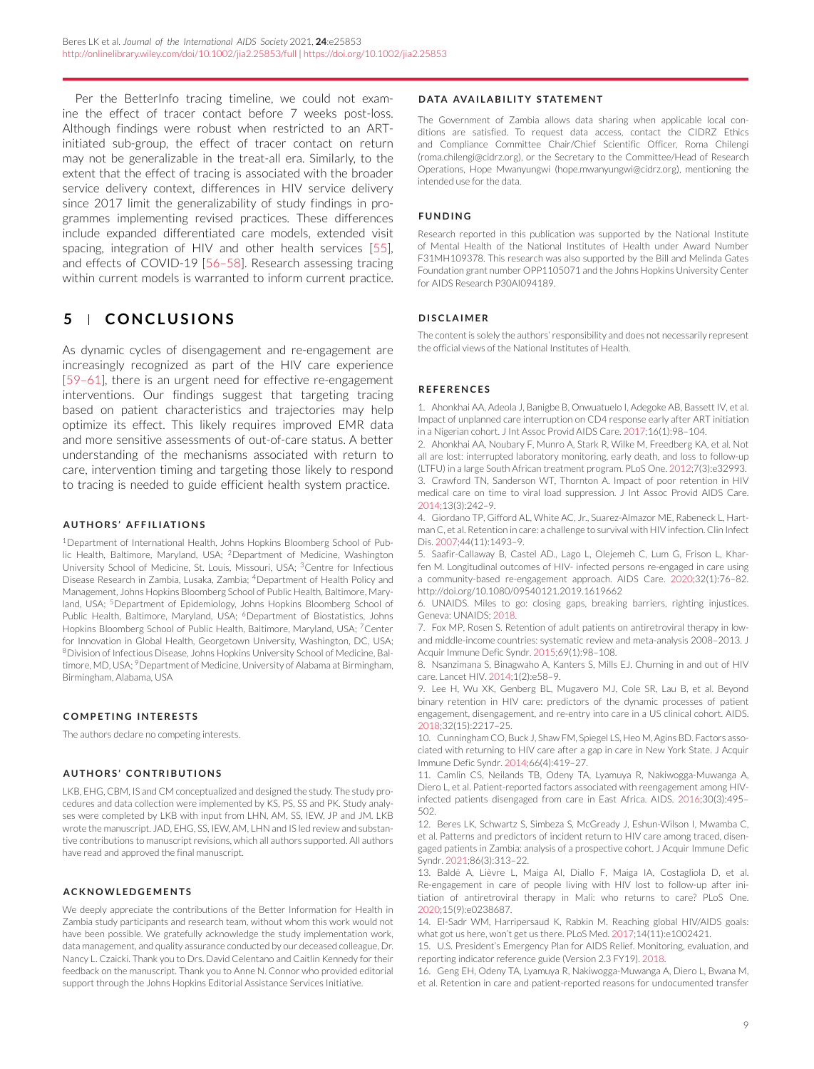Per the BetterInfo tracing timeline, we could not examine the effect of tracer contact before 7 weeks post-loss. Although findings were robust when restricted to an ART-initiated sub-group, the effect of tracer contact on return may not be generalizable in the treat-all era. Similarly, to the extent that the effect of tracing is associated with the broader service delivery context, differences in HIV service delivery since 2017 limit the generalizability of study findings in programmes implementing revised practices. These differences include expanded differentiated care models, extended visit spacing, integration of HIV and other health services [55], and effects of COVID-19 [56–58]. Research assessing tracing within current models is warranted to inform current practice.

## 5 | CONCLUSIONS

As dynamic cycles of disengagement and re-engagement are increasingly recognized as part of the HIV care experience [59–61], there is an urgent need for effective re-engagement interventions. Our findings suggest that targeting tracing based on patient characteristics and trajectories may help optimize its effect. This likely requires improved EMR data and more sensitive assessments of out-of-care status. A better understanding of the mechanisms associated with return to care, intervention timing and targeting those likely to respond to tracing is needed to guide efficient health system practice.

### AUTHORS' AFFILIATIONS

[1]Department of International Health, Johns Hopkins Bloomberg School of Public Health, Baltimore, Maryland, USA; [2]Department of Medicine, Washington University School of Medicine, St. Louis, Missouri, USA; [3]Centre for Infectious Disease Research in Zambia, Lusaka, Zambia; [4]Department of Health Policy and Management, Johns Hopkins Bloomberg School of Public Health, Baltimore, Maryland, USA; [5]Department of Epidemiology, Johns Hopkins Bloomberg School of Public Health, Baltimore, Maryland, USA; [6]Department of Biostatistics, Johns Hopkins Bloomberg School of Public Health, Baltimore, Maryland, USA; [7]Center for Innovation in Global Health, Georgetown University, Washington, DC, USA; [8]Division of Infectious Disease, Johns Hopkins University School of Medicine, Baltimore, MD, USA; [9]Department of Medicine, University of Alabama at Birmingham, Birmingham, Alabama, USA

### COMPETING INTERESTS

The authors declare no competing interests.

### AUTHORS' CONTRIBUTIONS

LKB, EHG, CBM, IS and CM conceptualized and designed the study. The study procedures and data collection were implemented by KS, PS, SS and PK. Study analyses were completed by LKB with input from LHN, AM, SS, IEW, JP and JM. LKB wrote the manuscript. JAD, EHG, SS, IEW, AM, LHN and IS led review and substantive contributions to manuscript revisions, which all authors supported. All authors have read and approved the final manuscript.

### ACKNOWLEDGEMENTS

We deeply appreciate the contributions of the Better Information for Health in Zambia study participants and research team, without whom this work would not have been possible. We gratefully acknowledge the study implementation work, data management, and quality assurance conducted by our deceased colleague, Dr. Nancy L. Czaicki. Thank you to Drs. David Celentano and Caitlin Kennedy for their feedback on the manuscript. Thank you to Anne N. Connor who provided editorial support through the Johns Hopkins Editorial Assistance Services Initiative.

### DATA AVAILABILITY STATEMENT

The Government of Zambia allows data sharing when applicable local conditions are satisfied. To request data access, contact the CIDRZ Ethics and Compliance Committee Chair/Chief Scientific Officer, Roma Chilengi (roma.chilengi@cidrz.org), or the Secretary to the Committee/Head of Research Operations, Hope Mwanyungwi (hope.mwanyungwi@cidrz.org), mentioning the intended use for the data.

### FUNDING

Research reported in this publication was supported by the National Institute of Mental Health of the National Institutes of Health under Award Number F31MH109378. This research was also supported by the Bill and Melinda Gates Foundation grant number OPP1105071 and the Johns Hopkins University Center for AIDS Research P30AI094189.

### DISCLAIMER

The content is solely the authors' responsibility and does not necessarily represent the official views of the National Institutes of Health.

### REFERENCES

1. Ahonkhai AA, Adeola J, Banigbe B, Onwuatuelo I, Adegoke AB, Bassett IV, et al. Impact of unplanned care interruption on CD4 response early after ART initiation in a Nigerian cohort. J Int Assoc Provid AIDS Care. 2017;16(1):98–104.
2. Ahonkhai AA, Noubary F, Munro A, Stark R, Wilke M, Freedberg KA, et al. Not all are lost: interrupted laboratory monitoring, early death, and loss to follow-up (LTFU) in a large South African treatment program. PLoS One. 2012;7(3):e32993.
3. Crawford TN, Sanderson WT, Thornton A. Impact of poor retention in HIV medical care on time to viral load suppression. J Int Assoc Provid AIDS Care. 2014;13(3):242–9.
4. Giordano TP, Gifford AL, White AC, Jr., Suarez-Almazor ME, Rabeneck L, Hartman C, et al. Retention in care: a challenge to survival with HIV infection. Clin Infect Dis. 2007;44(11):1493–9.
5. Saafir-Callaway B, Castel AD., Lago L, Olejemeh C, Lum G, Frison L, Kharfen M. Longitudinal outcomes of HIV- infected persons re-engaged in care using a community-based re-engagement approach. AIDS Care. 2020;32(1):76–82. http://doi.org/10.1080/09540121.2019.1619662
6. UNAIDS. Miles to go: closing gaps, breaking barriers, righting injustices. Geneva: UNAIDS; 2018.
7. Fox MP, Rosen S. Retention of adult patients on antiretroviral therapy in low- and middle-income countries: systematic review and meta-analysis 2008–2013. J Acquir Immune Defic Syndr. 2015;69(1):98–108.
8. Nsanzimana S, Binagwaho A, Kanters S, Mills EJ. Churning in and out of HIV care. Lancet HIV. 2014;1(2):e58–9.
9. Lee H, Wu XK, Genberg BL, Mugavero MJ, Cole SR, Lau B, et al. Beyond binary retention in HIV care: predictors of the dynamic processes of patient engagement, disengagement, and re-entry into care in a US clinical cohort. AIDS. 2018;32(15):2217–25.
10. Cunningham CO, Buck J, Shaw FM, Spiegel LS, Heo M, Agins BD. Factors associated with returning to HIV care after a gap in care in New York State. J Acquir Immune Defic Syndr. 2014;66(4):419–27.
11. Camlin CS, Neilands TB, Odeny TA, Lyamuya R, Nakiwogga-Muwanga A, Diero L, et al. Patient-reported factors associated with reengagement among HIV-infected patients disengaged from care in East Africa. AIDS. 2016;30(3):495–502.
12. Beres LK, Schwartz S, Simbeza S, McGready J, Eshun-Wilson I, Mwamba C, et al. Patterns and predictors of incident return to HIV care among traced, disengaged patients in Zambia: analysis of a prospective cohort. J Acquir Immune Defic Syndr. 2021;86(3):313–22.
13. Baldé A, Lièvre L, Maiga AI, Diallo F, Maiga IA, Costagliola D, et al. Re-engagement in care of people living with HIV lost to follow-up after initiation of antiretroviral therapy in Mali: who returns to care? PLoS One. 2020;15(9):e0238687.
14. El-Sadr WM, Harripersaud K, Rabkin M. Reaching global HIV/AIDS goals: what got us here, won't get us there. PLoS Med. 2017;14(11):e1002421.
15. U.S. President's Emergency Plan for AIDS Relief. Monitoring, evaluation, and reporting indicator reference guide (Version 2.3 FY19). 2018.
16. Geng EH, Odeny TA, Lyamuya R, Nakiwogga-Muwanga A, Diero L, Bwana M, et al. Retention in care and patient-reported reasons for undocumented transfer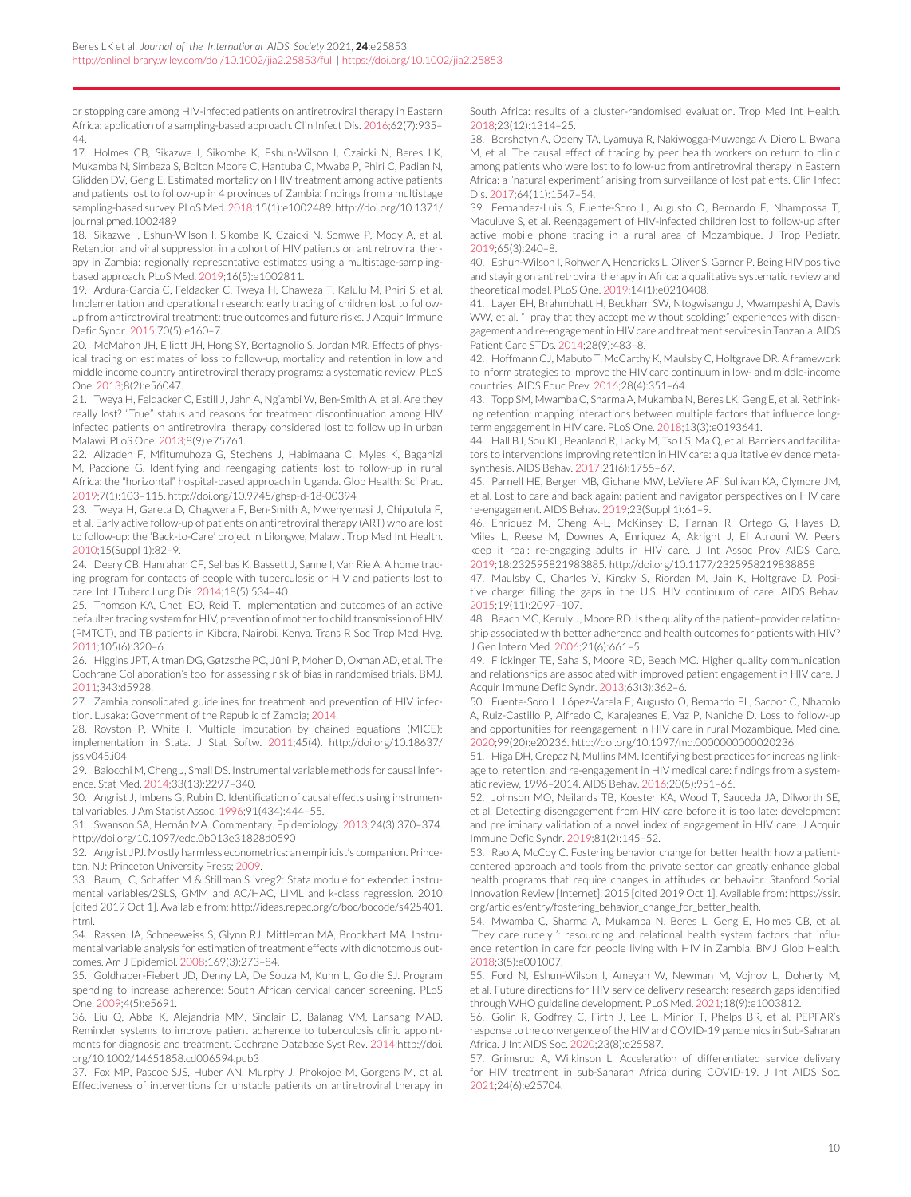or stopping care among HIV-infected patients on antiretroviral therapy in Eastern Africa: application of a sampling-based approach. Clin Infect Dis. 2016;62(7):935–44.

17. Holmes CB, Sikazwe I, Sikombe K, Eshun-Wilson I, Czaicki N, Beres LK, Mukamba N, Simbeza S, Bolton Moore C, Hantuba C, Mwaba P, Phiri C, Padian N, Glidden DV, Geng E. Estimated mortality on HIV treatment among active patients and patients lost to follow-up in 4 provinces of Zambia: findings from a multistage sampling-based survey. PLoS Med. 2018;15(1):e1002489. http://doi.org/10.1371/journal.pmed.1002489

18. Sikazwe I, Eshun-Wilson I, Sikombe K, Czaicki N, Somwe P, Mody A, et al. Retention and viral suppression in a cohort of HIV patients on antiretroviral therapy in Zambia: regionally representative estimates using a multistage-sampling-based approach. PLoS Med. 2019;16(5):e1002811.

19. Ardura-Garcia C, Feldacker C, Tweya H, Chaweza T, Kalulu M, Phiri S, et al. Implementation and operational research: early tracing of children lost to follow-up from antiretroviral treatment: true outcomes and future risks. J Acquir Immune Defic Syndr. 2015;70(5):e160–7.

20. McMahon JH, Elliott JH, Hong SY, Bertagnolio S, Jordan MR. Effects of physical tracing on estimates of loss to follow-up, mortality and retention in low and middle income country antiretroviral therapy programs: a systematic review. PLoS One. 2013;8(2):e56047.

21. Tweya H, Feldacker C, Estill J, Jahn A, Ng'ambi W, Ben-Smith A, et al. Are they really lost? "True" status and reasons for treatment discontinuation among HIV infected patients on antiretroviral therapy considered lost to follow up in urban Malawi. PLoS One. 2013;8(9):e75761.

22. Alizadeh F, Mfitumuhoza G, Stephens J, Habimaana C, Myles K, Baganizi M, Paccione G. Identifying and reengaging patients lost to follow-up in rural Africa: the "horizontal" hospital-based approach in Uganda. Glob Health: Sci Prac. 2019;7(1):103–115. http://doi.org/10.9745/ghsp-d-18-00394

23. Tweya H, Gareta D, Chagwera F, Ben-Smith A, Mwenyemasi J, Chiputula F, et al. Early active follow-up of patients on antiretroviral therapy (ART) who are lost to follow-up: the 'Back-to-Care' project in Lilongwe, Malawi. Trop Med Int Health. 2010;15(Suppl 1):82–9.

24. Deery CB, Hanrahan CF, Selibas K, Bassett J, Sanne I, Van Rie A. A home tracing program for contacts of people with tuberculosis or HIV and patients lost to care. Int J Tuberc Lung Dis. 2014;18(5):534–40.

25. Thomson KA, Cheti EO, Reid T. Implementation and outcomes of an active defaulter tracing system for HIV, prevention of mother to child transmission of HIV (PMTCT), and TB patients in Kibera, Nairobi, Kenya. Trans R Soc Trop Med Hyg. 2011;105(6):320–6.

26. Higgins JPT, Altman DG, Gøtzsche PC, Jüni P, Moher D, Oxman AD, et al. The Cochrane Collaboration's tool for assessing risk of bias in randomised trials. BMJ. 2011;343:d5928.

27. Zambia consolidated guidelines for treatment and prevention of HIV infection. Lusaka: Government of the Republic of Zambia; 2014.

28. Royston P, White I. Multiple imputation by chained equations (MICE): implementation in Stata. J Stat Softw. 2011;45(4). http://doi.org/10.18637/jss.v045.i04

29. Baiocchi M, Cheng J, Small DS. Instrumental variable methods for causal inference. Stat Med. 2014;33(13):2297–340.

30. Angrist J, Imbens G, Rubin D. Identification of causal effects using instrumental variables. J Am Statist Assoc. 1996;91(434):444–55.

31. Swanson SA, Hernán MA. Commentary. Epidemiology. 2013;24(3):370–374. http://doi.org/10.1097/ede.0b013e31828d0590

32. Angrist JPJ. Mostly harmless econometrics: an empiricist's companion. Princeton, NJ: Princeton University Press; 2009.

33. Baum, C, Schaffer M & Stillman S ivreg2: Stata module for extended instrumental variables/2SLS, GMM and AC/HAC, LIML and k-class regression. 2010 [cited 2019 Oct 1]. Available from: http://ideas.repec.org/c/boc/bocode/s425401.html.

34. Rassen JA, Schneeweiss S, Glynn RJ, Mittleman MA, Brookhart MA. Instrumental variable analysis for estimation of treatment effects with dichotomous outcomes. Am J Epidemiol. 2008;169(3):273–84.

35. Goldhaber-Fiebert JD, Denny LA, De Souza M, Kuhn L, Goldie SJ. Program spending to increase adherence: South African cervical cancer screening. PLoS One. 2009;4(5):e5691.

36. Liu Q, Abba K, Alejandria MM, Sinclair D, Balanag VM, Lansang MAD. Reminder systems to improve patient adherence to tuberculosis clinic appointments for diagnosis and treatment. Cochrane Database Syst Rev. 2014;http://doi.org/10.1002/14651858.cd006594.pub3

37. Fox MP, Pascoe SJS, Huber AN, Murphy J, Phokojoe M, Gorgens M, et al. Effectiveness of interventions for unstable patients on antiretroviral therapy in South Africa: results of a cluster-randomised evaluation. Trop Med Int Health. 2018;23(12):1314–25.

38. Bershetyn A, Odeny TA, Lyamuya R, Nakiwogga-Muwanga A, Diero L, Bwana M, et al. The causal effect of tracing by peer health workers on return to clinic among patients who were lost to follow-up from antiretroviral therapy in Eastern Africa: a "natural experiment" arising from surveillance of lost patients. Clin Infect Dis. 2017;64(11):1547–54.

39. Fernandez-Luis S, Fuente-Soro L, Augusto O, Bernardo E, Nhampossa T, Maculuve S, et al. Reengagement of HIV-infected children lost to follow-up after active mobile phone tracing in a rural area of Mozambique. J Trop Pediatr. 2019;65(3):240–8.

40. Eshun-Wilson I, Rohwer A, Hendricks L, Oliver S, Garner P. Being HIV positive and staying on antiretroviral therapy in Africa: a qualitative systematic review and theoretical model. PLoS One. 2019;14(1):e0210408.

41. Layer EH, Brahmbhatt H, Beckham SW, Ntogwisangu J, Mwampashi A, Davis WW, et al. "I pray that they accept me without scolding:" experiences with disengagement and re-engagement in HIV care and treatment services in Tanzania. AIDS Patient Care STDs. 2014;28(9):483–8.

42. Hoffmann CJ, Mabuto T, McCarthy K, Maulsby C, Holtgrave DR. A framework to inform strategies to improve the HIV care continuum in low- and middle-income countries. AIDS Educ Prev. 2016;28(4):351–64.

43. Topp SM, Mwamba C, Sharma A, Mukamba N, Beres LK, Geng E, et al. Rethinking retention: mapping interactions between multiple factors that influence long-term engagement in HIV care. PLoS One. 2018;13(3):e0193641.

44. Hall BJ, Sou KL, Beanland R, Lacky M, Tso LS, Ma Q, et al. Barriers and facilitators to interventions improving retention in HIV care: a qualitative evidence meta-synthesis. AIDS Behav. 2017;21(6):1755–67.

45. Parnell HE, Berger MB, Gichane MW, LeViere AF, Sullivan KA, Clymore JM, et al. Lost to care and back again: patient and navigator perspectives on HIV care re-engagement. AIDS Behav. 2019;23(Suppl 1):61–9.

46. Enriquez M, Cheng A-L, McKinsey D, Farnan R, Ortego G, Hayes D, Miles L, Reese M, Downes A, Enriquez A, Akright J, El Atrouni W. Peers keep it real: re-engaging adults in HIV care. J Int Assoc Prov AIDS Care. 2019;18:232595821983885. http://doi.org/10.1177/2325958219838858

47. Maulsby C, Charles V, Kinsky S, Riordan M, Jain K, Holtgrave D. Positive charge: filling the gaps in the U.S. HIV continuum of care. AIDS Behav. 2015;19(11):2097–107.

48. Beach MC, Keruly J, Moore RD. Is the quality of the patient–provider relationship associated with better adherence and health outcomes for patients with HIV? J Gen Intern Med. 2006;21(6):661–5.

49. Flickinger TE, Saha S, Moore RD, Beach MC. Higher quality communication and relationships are associated with improved patient engagement in HIV care. J Acquir Immune Defic Syndr. 2013;63(3):362–6.

50. Fuente-Soro L, López-Varela E, Augusto O, Bernardo EL, Sacoor C, Nhacolo A, Ruiz-Castillo P, Alfredo C, Karajeanes E, Vaz P, Naniche D. Loss to follow-up and opportunities for reengagement in HIV care in rural Mozambique. Medicine. 2020;99(20):e20236. http://doi.org/10.1097/md.0000000000020236

51. Higa DH, Crepaz N, Mullins MM. Identifying best practices for increasing linkage to, retention, and re-engagement in HIV medical care: findings from a systematic review, 1996–2014. AIDS Behav. 2016;20(5):951–66.

52. Johnson MO, Neilands TB, Koester KA, Wood T, Sauceda JA, Dilworth SE, et al. Detecting disengagement from HIV care before it is too late: development and preliminary validation of a novel index of engagement in HIV care. J Acquir Immune Defic Syndr. 2019;81(2):145–52.

53. Rao A, McCoy C. Fostering behavior change for better health: how a patient-centered approach and tools from the private sector can greatly enhance global health programs that require changes in attitudes or behavior. Stanford Social Innovation Review [Internet]. 2015 [cited 2019 Oct 1]. Available from: https://ssir.org/articles/entry/fostering_behavior_change_for_better_health.

54. Mwamba C, Sharma A, Mukamba N, Beres L, Geng E, Holmes CB, et al. 'They care rudely!': resourcing and relational health system factors that influence retention in care for people living with HIV in Zambia. BMJ Glob Health. 2018;3(5):e001007.

55. Ford N, Eshun-Wilson I, Ameyan W, Newman M, Vojnov L, Doherty M, et al. Future directions for HIV service delivery research: research gaps identified through WHO guideline development. PLoS Med. 2021;18(9):e1003812.

56. Golin R, Godfrey C, Firth J, Lee L, Minior T, Phelps BR, et al. PEPFAR's response to the convergence of the HIV and COVID-19 pandemics in Sub-Saharan Africa. J Int AIDS Soc. 2020;23(8):e25587.

57. Grimsrud A, Wilkinson L. Acceleration of differentiated service delivery for HIV treatment in sub-Saharan Africa during COVID-19. J Int AIDS Soc. 2021;24(6):e25704.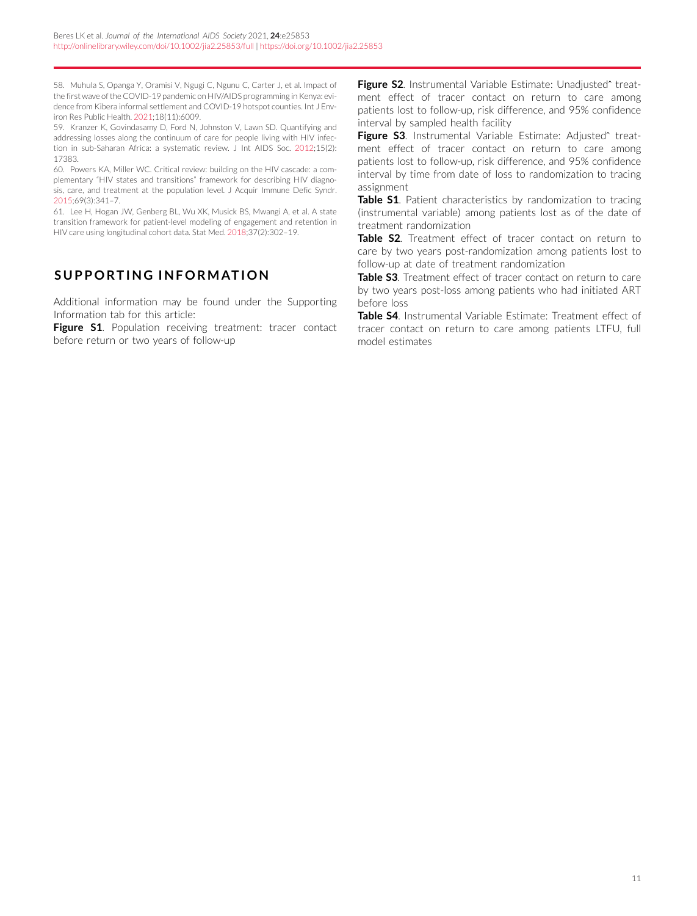58. Muhula S, Opanga Y, Oramisi V, Ngugi C, Ngunu C, Carter J, et al. Impact of the first wave of the COVID-19 pandemic on HIV/AIDS programming in Kenya: evidence from Kibera informal settlement and COVID-19 hotspot counties. Int J Environ Res Public Health. 2021;18(11):6009.

59. Kranzer K, Govindasamy D, Ford N, Johnston V, Lawn SD. Quantifying and addressing losses along the continuum of care for people living with HIV infection in sub-Saharan Africa: a systematic review. J Int AIDS Soc. 2012;15(2):17383.

60. Powers KA, Miller WC. Critical review: building on the HIV cascade: a complementary "HIV states and transitions" framework for describing HIV diagnosis, care, and treatment at the population level. J Acquir Immune Defic Syndr. 2015;69(3):341–7.

61. Lee H, Hogan JW, Genberg BL, Wu XK, Musick BS, Mwangi A, et al. A state transition framework for patient-level modeling of engagement and retention in HIV care using longitudinal cohort data. Stat Med. 2018;37(2):302–19.

## SUPPORTING INFORMATION

Additional information may be found under the Supporting Information tab for this article:

**Figure S1**. Population receiving treatment: tracer contact before return or two years of follow-up

**Figure S2**. Instrumental Variable Estimate: Unadjusted^ treatment effect of tracer contact on return to care among patients lost to follow-up, risk difference, and 95% confidence interval by sampled health facility

**Figure S3**. Instrumental Variable Estimate: Adjusted^ treatment effect of tracer contact on return to care among patients lost to follow-up, risk difference, and 95% confidence interval by time from date of loss to randomization to tracing assignment

**Table S1**. Patient characteristics by randomization to tracing (instrumental variable) among patients lost as of the date of treatment randomization

**Table S2**. Treatment effect of tracer contact on return to care by two years post-randomization among patients lost to follow-up at date of treatment randomization

**Table S3**. Treatment effect of tracer contact on return to care by two years post-loss among patients who had initiated ART before loss

**Table S4**. Instrumental Variable Estimate: Treatment effect of tracer contact on return to care among patients LTFU, full model estimates